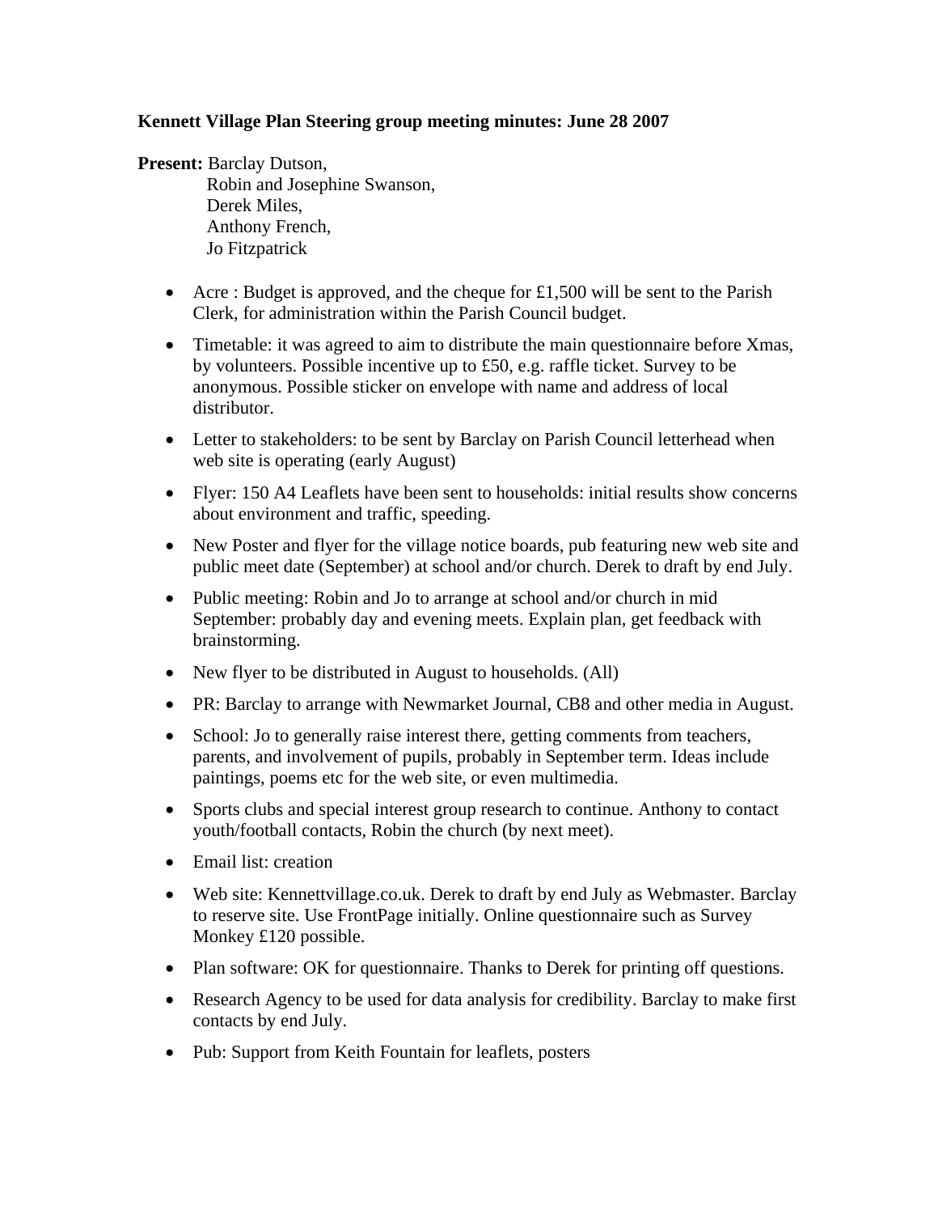**Kennett Village Plan Steering group meeting minutes: June 28 2007**

**Present:** Barclay Dutson,
Robin and Josephine Swanson,
Derek Miles,
Anthony French,
Jo Fitzpatrick

- Acre : Budget is approved, and the cheque for £1,500 will be sent to the Parish Clerk, for administration within the Parish Council budget.
- Timetable: it was agreed to aim to distribute the main questionnaire before Xmas, by volunteers. Possible incentive up to £50, e.g. raffle ticket. Survey to be anonymous. Possible sticker on envelope with name and address of local distributor.
- Letter to stakeholders: to be sent by Barclay on Parish Council letterhead when web site is operating (early August)
- Flyer: 150 A4 Leaflets have been sent to households: initial results show concerns about environment and traffic, speeding.
- New Poster and flyer for the village notice boards, pub featuring new web site and public meet date (September) at school and/or church. Derek to draft by end July.
- Public meeting: Robin and Jo to arrange at school and/or church in mid September: probably day and evening meets. Explain plan, get feedback with brainstorming.
- New flyer to be distributed in August to households. (All)
- PR: Barclay to arrange with Newmarket Journal, CB8 and other media in August.
- School: Jo to generally raise interest there, getting comments from teachers, parents, and involvement of pupils, probably in September term. Ideas include paintings, poems etc for the web site, or even multimedia.
- Sports clubs and special interest group research to continue. Anthony to contact youth/football contacts, Robin the church (by next meet).
- Email list: creation
- Web site: Kennettvillage.co.uk. Derek to draft by end July as Webmaster. Barclay to reserve site. Use FrontPage initially. Online questionnaire such as Survey Monkey £120 possible.
- Plan software: OK for questionnaire. Thanks to Derek for printing off questions.
- Research Agency to be used for data analysis for credibility. Barclay to make first contacts by end July.
- Pub: Support from Keith Fountain for leaflets, posters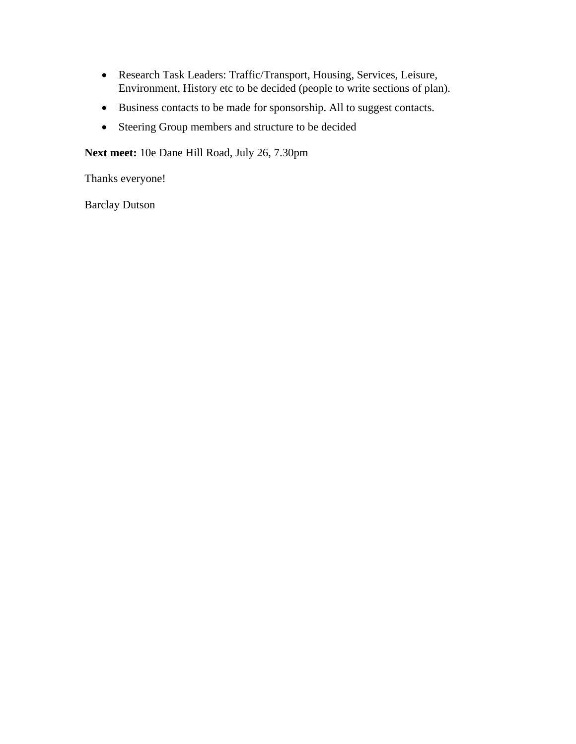- Research Task Leaders: Traffic/Transport, Housing, Services, Leisure, Environment, History etc to be decided (people to write sections of plan).
- Business contacts to be made for sponsorship. All to suggest contacts.
- Steering Group members and structure to be decided

**Next meet:** 10e Dane Hill Road, July 26, 7.30pm

Thanks everyone!

Barclay Dutson